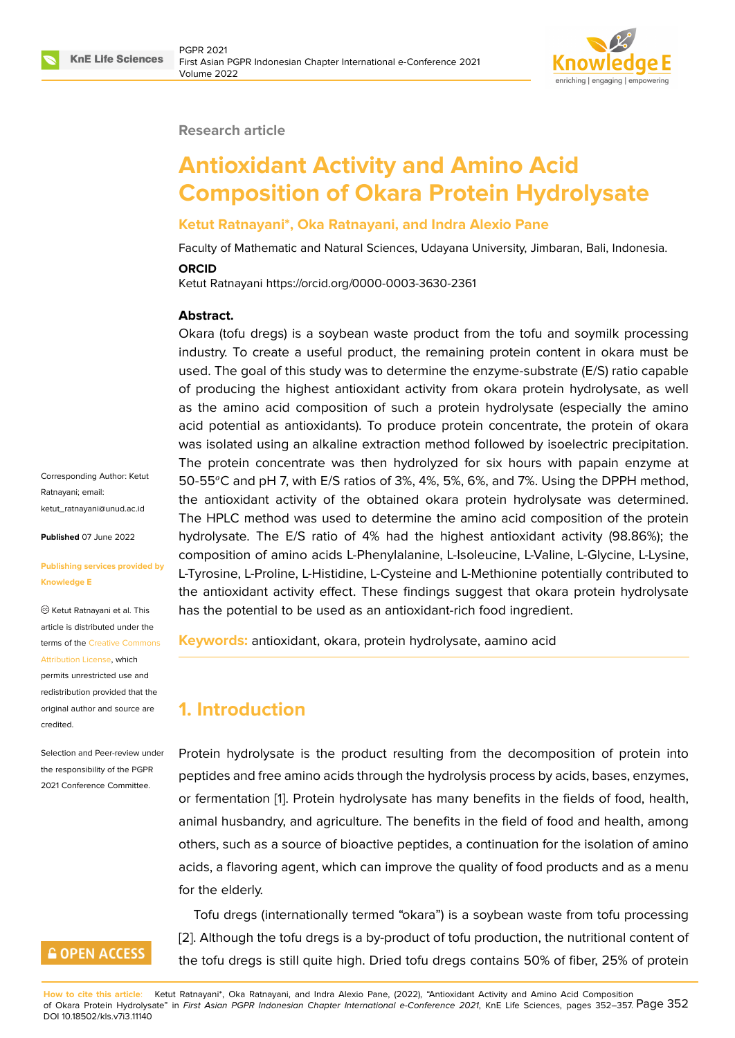**Research article**

# Antioxidant Activity and Amino Acid Composition of Okara Protein Hydrolysate

**Ketut Ratnayani*, Oka Ratnayani, and Indra Alexio Pane**

Faculty of Mathematic and Natural Sciences, Udayana University, Jimbaran, Bali, Indonesia.

**ORCID**

Ketut Ratnayani https://orcid.org/0000-0003-3630-2361

Corresponding Author: Ketut Ratnayani; email: ketut_ratnayani@unud.ac.id

**Published** 07 June 2022

**Publishing services provided by Knowledge E**

© Ketut Ratnayani et al. This article is distributed under the terms of the Creative Commons Attribution License, which permits unrestricted use and redistribution provided that the original author and source are credited.

Selection and Peer-review under the responsibility of the PGPR 2021 Conference Committee.

**Abstract.**

Okara (tofu dregs) is a soybean waste product from the tofu and soymilk processing industry. To create a useful product, the remaining protein content in okara must be used. The goal of this study was to determine the enzyme-substrate (E/S) ratio capable of producing the highest antioxidant activity from okara protein hydrolysate, as well as the amino acid composition of such a protein hydrolysate (especially the amino acid potential as antioxidants). To produce protein concentrate, the protein of okara was isolated using an alkaline extraction method followed by isoelectric precipitation. The protein concentrate was then hydrolyzed for six hours with papain enzyme at 50-55$^o$C and pH 7, with E/S ratios of 3%, 4%, 5%, 6%, and 7%. Using the DPPH method, the antioxidant activity of the obtained okara protein hydrolysate was determined. The HPLC method was used to determine the amino acid composition of the protein hydrolysate. The E/S ratio of 4% had the highest antioxidant activity (98.86%); the composition of amino acids L-Phenylalanine, L-Isoleucine, L-Valine, L-Glycine, L-Lysine, L-Tyrosine, L-Proline, L-Histidine, L-Cysteine and L-Methionine potentially contributed to the antioxidant activity effect. These findings suggest that okara protein hydrolysate has the potential to be used as an antioxidant-rich food ingredient.

**Keywords:** antioxidant, okara, protein hydrolysate, aamino acid

## 1. Introduction

Protein hydrolysate is the product resulting from the decomposition of protein into peptides and free amino acids through the hydrolysis process by acids, bases, enzymes, or fermentation [1]. Protein hydrolysate has many benefits in the fields of food, health, animal husbandry, and agriculture. The benefits in the field of food and health, among others, such as a source of bioactive peptides, a continuation for the isolation of amino acids, a flavoring agent, which can improve the quality of food products and as a menu for the elderly.

Tofu dregs (internationally termed "okara") is a soybean waste from tofu processing [2]. Although the tofu dregs is a by-product of tofu production, the nutritional content of the tofu dregs is still quite high. Dried tofu dregs contains 50% of fiber, 25% of protein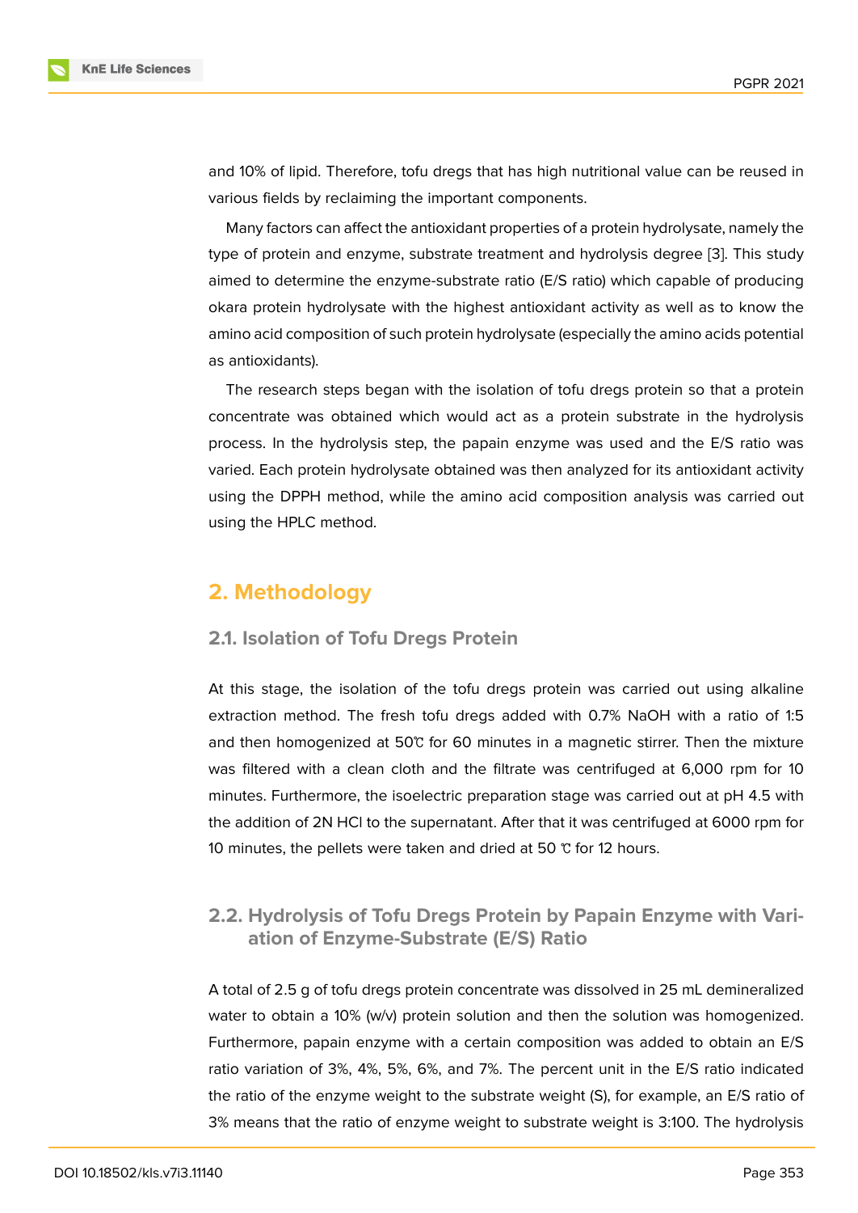and 10% of lipid. Therefore, tofu dregs that has high nutritional value can be reused in various fields by reclaiming the important components.

Many factors can affect the antioxidant properties of a protein hydrolysate, namely the type of protein and enzyme, substrate treatment and hydrolysis degree [3]. This study aimed to determine the enzyme-substrate ratio (E/S ratio) which capable of producing okara protein hydrolysate with the highest antioxidant activity as well as to know the amino acid composition of such protein hydrolysate (especially the amino acids potential as antioxidants).

The research steps began with the isolation of tofu dregs protein so that a protein concentrate was obtained which would act as a protein substrate in the hydrolysis process. In the hydrolysis step, the papain enzyme was used and the E/S ratio was varied. Each protein hydrolysate obtained was then analyzed for its antioxidant activity using the DPPH method, while the amino acid composition analysis was carried out using the HPLC method.

## 2. Methodology

### 2.1. Isolation of Tofu Dregs Protein

At this stage, the isolation of the tofu dregs protein was carried out using alkaline extraction method. The fresh tofu dregs added with 0.7% NaOH with a ratio of 1:5 and then homogenized at 50℃ for 60 minutes in a magnetic stirrer. Then the mixture was filtered with a clean cloth and the filtrate was centrifuged at 6,000 rpm for 10 minutes. Furthermore, the isoelectric preparation stage was carried out at pH 4.5 with the addition of 2N HCl to the supernatant. After that it was centrifuged at 6000 rpm for 10 minutes, the pellets were taken and dried at 50 ℃ for 12 hours.

### 2.2. Hydrolysis of Tofu Dregs Protein by Papain Enzyme with Variation of Enzyme-Substrate (E/S) Ratio

A total of 2.5 g of tofu dregs protein concentrate was dissolved in 25 mL demineralized water to obtain a 10% (w/v) protein solution and then the solution was homogenized. Furthermore, papain enzyme with a certain composition was added to obtain an E/S ratio variation of 3%, 4%, 5%, 6%, and 7%. The percent unit in the E/S ratio indicated the ratio of the enzyme weight to the substrate weight (S), for example, an E/S ratio of 3% means that the ratio of enzyme weight to substrate weight is 3:100. The hydrolysis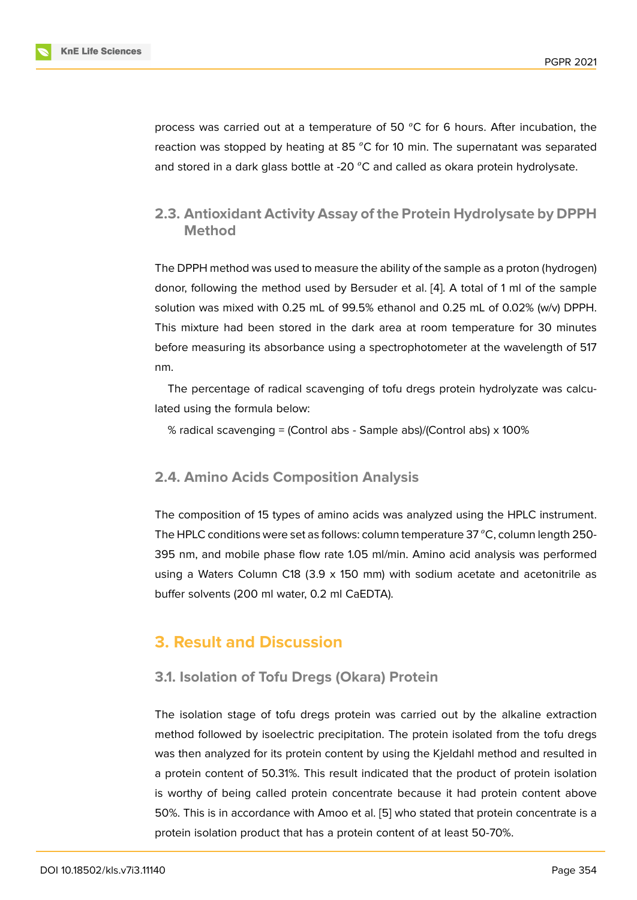process was carried out at a temperature of 50 $^{o}$C for 6 hours. After incubation, the reaction was stopped by heating at 85 $^{o}$C for 10 min. The supernatant was separated and stored in a dark glass bottle at -20 $^{o}$C and called as okara protein hydrolysate.

### 2.3. Antioxidant Activity Assay of the Protein Hydrolysate by DPPH Method

The DPPH method was used to measure the ability of the sample as a proton (hydrogen) donor, following the method used by Bersuder et al. [4]. A total of 1 ml of the sample solution was mixed with 0.25 mL of 99.5% ethanol and 0.25 mL of 0.02% (w/v) DPPH. This mixture had been stored in the dark area at room temperature for 30 minutes before measuring its absorbance using a spectrophotometer at the wavelength of 517 nm.

The percentage of radical scavenging of tofu dregs protein hydrolyzate was calculated using the formula below:

% radical scavenging = (Control abs - Sample abs)/(Control abs) x 100%

### 2.4. Amino Acids Composition Analysis

The composition of 15 types of amino acids was analyzed using the HPLC instrument. The HPLC conditions were set as follows: column temperature 37 $^{o}$C, column length 250-395 nm, and mobile phase flow rate 1.05 ml/min. Amino acid analysis was performed using a Waters Column C18 (3.9 x 150 mm) with sodium acetate and acetonitrile as buffer solvents (200 ml water, 0.2 ml CaEDTA).

## 3. Result and Discussion

### 3.1. Isolation of Tofu Dregs (Okara) Protein

The isolation stage of tofu dregs protein was carried out by the alkaline extraction method followed by isoelectric precipitation. The protein isolated from the tofu dregs was then analyzed for its protein content by using the Kjeldahl method and resulted in a protein content of 50.31%. This result indicated that the product of protein isolation is worthy of being called protein concentrate because it had protein content above 50%. This is in accordance with Amoo et al. [5] who stated that protein concentrate is a protein isolation product that has a protein content of at least 50-70%.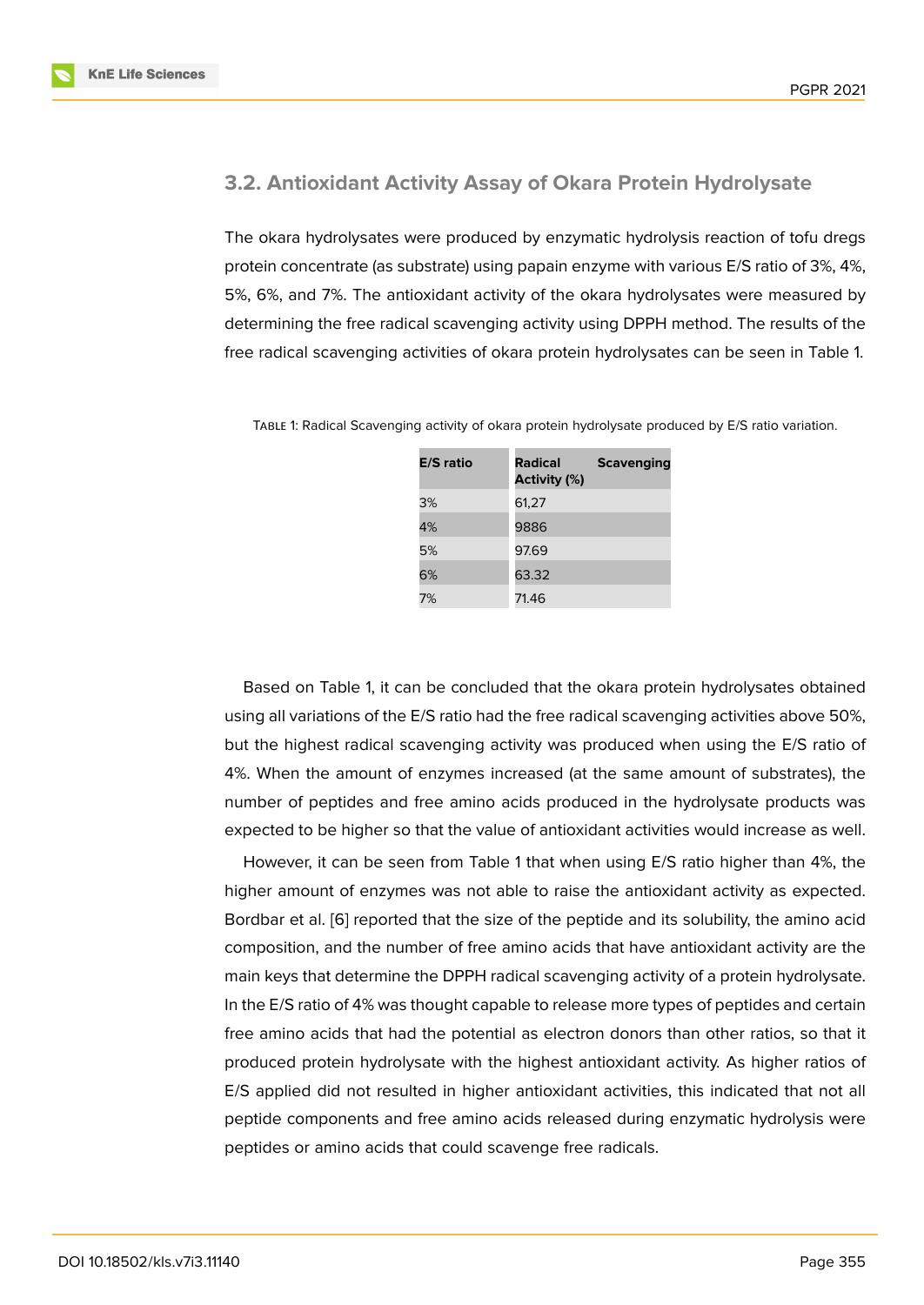### 3.2. Antioxidant Activity Assay of Okara Protein Hydrolysate

The okara hydrolysates were produced by enzymatic hydrolysis reaction of tofu dregs protein concentrate (as substrate) using papain enzyme with various E/S ratio of 3%, 4%, 5%, 6%, and 7%. The antioxidant activity of the okara hydrolysates were measured by determining the free radical scavenging activity using DPPH method. The results of the free radical scavenging activities of okara protein hydrolysates can be seen in Table 1.

Table 1: Radical Scavenging activity of okara protein hydrolysate produced by E/S ratio variation.

| E/S ratio | Radical Scavenging Activity (%) |
|---|---|
| 3% | 61,27 |
| 4% | 9886 |
| 5% | 97.69 |
| 6% | 63.32 |
| 7% | 71.46 |

Based on Table 1, it can be concluded that the okara protein hydrolysates obtained using all variations of the E/S ratio had the free radical scavenging activities above 50%, but the highest radical scavenging activity was produced when using the E/S ratio of 4%. When the amount of enzymes increased (at the same amount of substrates), the number of peptides and free amino acids produced in the hydrolysate products was expected to be higher so that the value of antioxidant activities would increase as well.

However, it can be seen from Table 1 that when using E/S ratio higher than 4%, the higher amount of enzymes was not able to raise the antioxidant activity as expected. Bordbar et al. [6] reported that the size of the peptide and its solubility, the amino acid composition, and the number of free amino acids that have antioxidant activity are the main keys that determine the DPPH radical scavenging activity of a protein hydrolysate. In the E/S ratio of 4% was thought capable to release more types of peptides and certain free amino acids that had the potential as electron donors than other ratios, so that it produced protein hydrolysate with the highest antioxidant activity. As higher ratios of E/S applied did not resulted in higher antioxidant activities, this indicated that not all peptide components and free amino acids released during enzymatic hydrolysis were peptides or amino acids that could scavenge free radicals.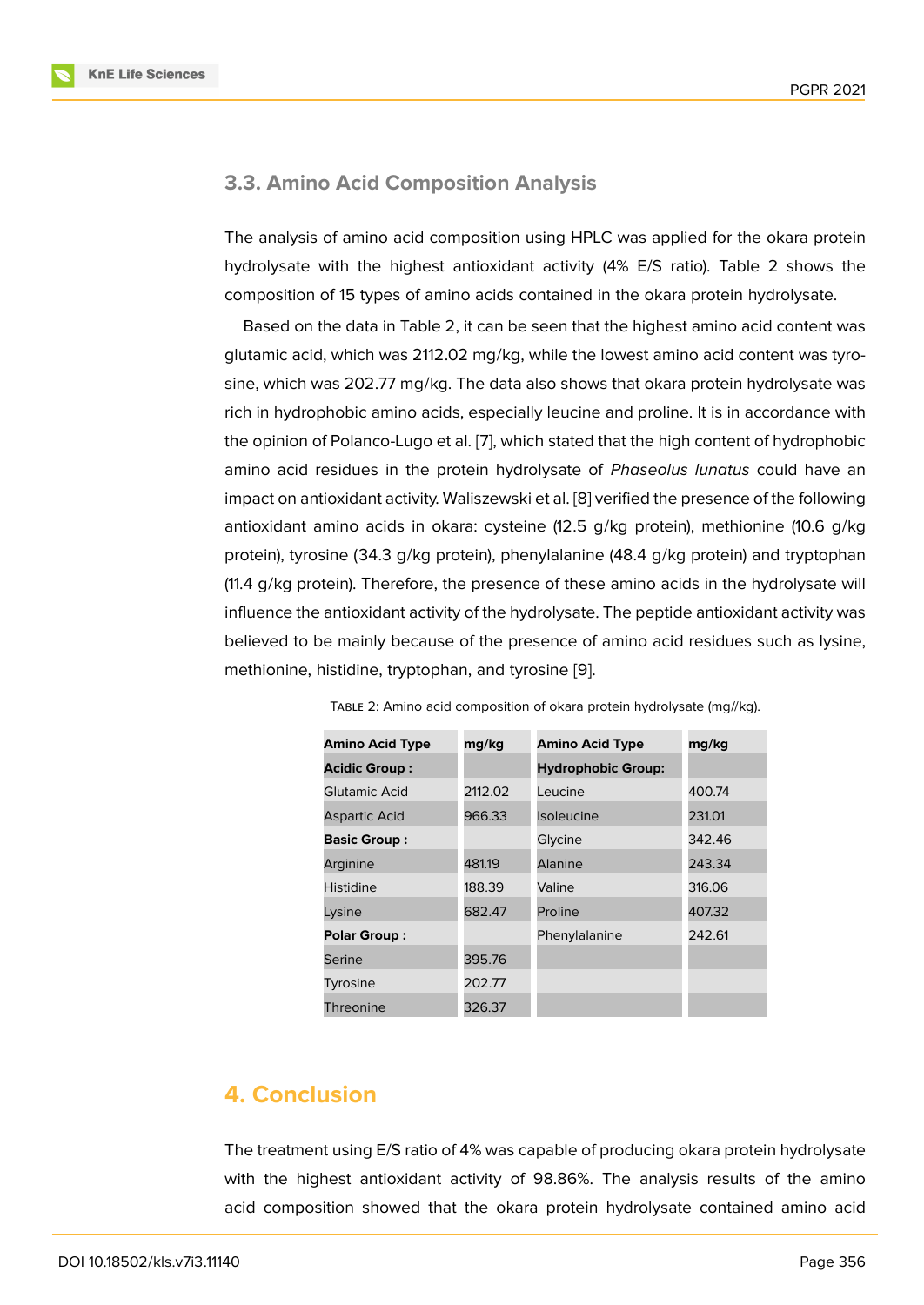### 3.3. Amino Acid Composition Analysis

The analysis of amino acid composition using HPLC was applied for the okara protein hydrolysate with the highest antioxidant activity (4% E/S ratio). Table 2 shows the composition of 15 types of amino acids contained in the okara protein hydrolysate.

Based on the data in Table 2, it can be seen that the highest amino acid content was glutamic acid, which was 2112.02 mg/kg, while the lowest amino acid content was tyrosine, which was 202.77 mg/kg. The data also shows that okara protein hydrolysate was rich in hydrophobic amino acids, especially leucine and proline. It is in accordance with the opinion of Polanco-Lugo et al. [7], which stated that the high content of hydrophobic amino acid residues in the protein hydrolysate of *Phaseolus lunatus* could have an impact on antioxidant activity. Waliszewski et al. [8] verified the presence of the following antioxidant amino acids in okara: cysteine (12.5 g/kg protein), methionine (10.6 g/kg protein), tyrosine (34.3 g/kg protein), phenylalanine (48.4 g/kg protein) and tryptophan (11.4 g/kg protein). Therefore, the presence of these amino acids in the hydrolysate will influence the antioxidant activity of the hydrolysate. The peptide antioxidant activity was believed to be mainly because of the presence of amino acid residues such as lysine, methionine, histidine, tryptophan, and tyrosine [9].

TABLE 2: Amino acid composition of okara protein hydrolysate (mg//kg).

| Amino Acid Type | mg/kg | Amino Acid Type | mg/kg |
|---|---|---|---|
| **Acidic Group :** | | **Hydrophobic Group:** | |
| Glutamic Acid | 2112.02 | Leucine | 400.74 |
| Aspartic Acid | 966.33 | Isoleucine | 231.01 |
| **Basic Group :** | | Glycine | 342.46 |
| Arginine | 481.19 | Alanine | 243.34 |
| Histidine | 188.39 | Valine | 316.06 |
| Lysine | 682.47 | Proline | 407.32 |
| **Polar Group :** | | Phenylalanine | 242.61 |
| Serine | 395.76 | | |
| Tyrosine | 202.77 | | |
| Threonine | 326.37 | | |

## 4. Conclusion

The treatment using E/S ratio of 4% was capable of producing okara protein hydrolysate with the highest antioxidant activity of 98.86%. The analysis results of the amino acid composition showed that the okara protein hydrolysate contained amino acid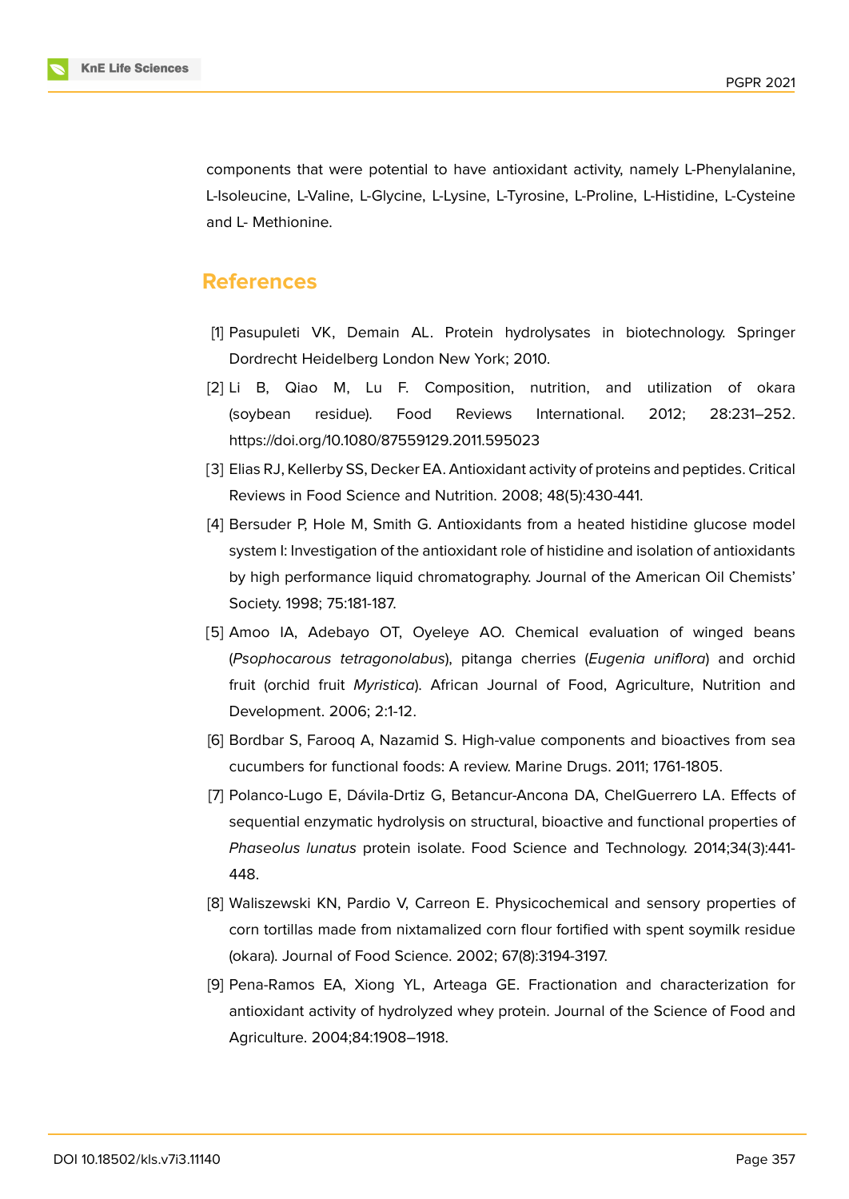components that were potential to have antioxidant activity, namely L-Phenylalanine, L-Isoleucine, L-Valine, L-Glycine, L-Lysine, L-Tyrosine, L-Proline, L-Histidine, L-Cysteine and L- Methionine.

## References

[1] Pasupuleti VK, Demain AL. Protein hydrolysates in biotechnology. Springer Dordrecht Heidelberg London New York; 2010.

[2] Li B, Qiao M, Lu F. Composition, nutrition, and utilization of okara (soybean residue). Food Reviews International. 2012; 28:231–252. https://doi.org/10.1080/87559129.2011.595023

[3] Elias RJ, Kellerby SS, Decker EA. Antioxidant activity of proteins and peptides. Critical Reviews in Food Science and Nutrition. 2008; 48(5):430-441.

[4] Bersuder P, Hole M, Smith G. Antioxidants from a heated histidine glucose model system I: Investigation of the antioxidant role of histidine and isolation of antioxidants by high performance liquid chromatography. Journal of the American Oil Chemists' Society. 1998; 75:181-187.

[5] Amoo IA, Adebayo OT, Oyeleye AO. Chemical evaluation of winged beans (*Psophocarous tetragonolabus*), pitanga cherries (*Eugenia uniflora*) and orchid fruit (orchid fruit *Myristica*). African Journal of Food, Agriculture, Nutrition and Development. 2006; 2:1-12.

[6] Bordbar S, Farooq A, Nazamid S. High-value components and bioactives from sea cucumbers for functional foods: A review. Marine Drugs. 2011; 1761-1805.

[7] Polanco-Lugo E, Dávila-Drtiz G, Betancur-Ancona DA, ChelGuerrero LA. Effects of sequential enzymatic hydrolysis on structural, bioactive and functional properties of *Phaseolus lunatus* protein isolate. Food Science and Technology. 2014;34(3):441-448.

[8] Waliszewski KN, Pardio V, Carreon E. Physicochemical and sensory properties of corn tortillas made from nixtamalized corn flour fortified with spent soymilk residue (okara). Journal of Food Science. 2002; 67(8):3194-3197.

[9] Pena-Ramos EA, Xiong YL, Arteaga GE. Fractionation and characterization for antioxidant activity of hydrolyzed whey protein. Journal of the Science of Food and Agriculture. 2004;84:1908–1918.